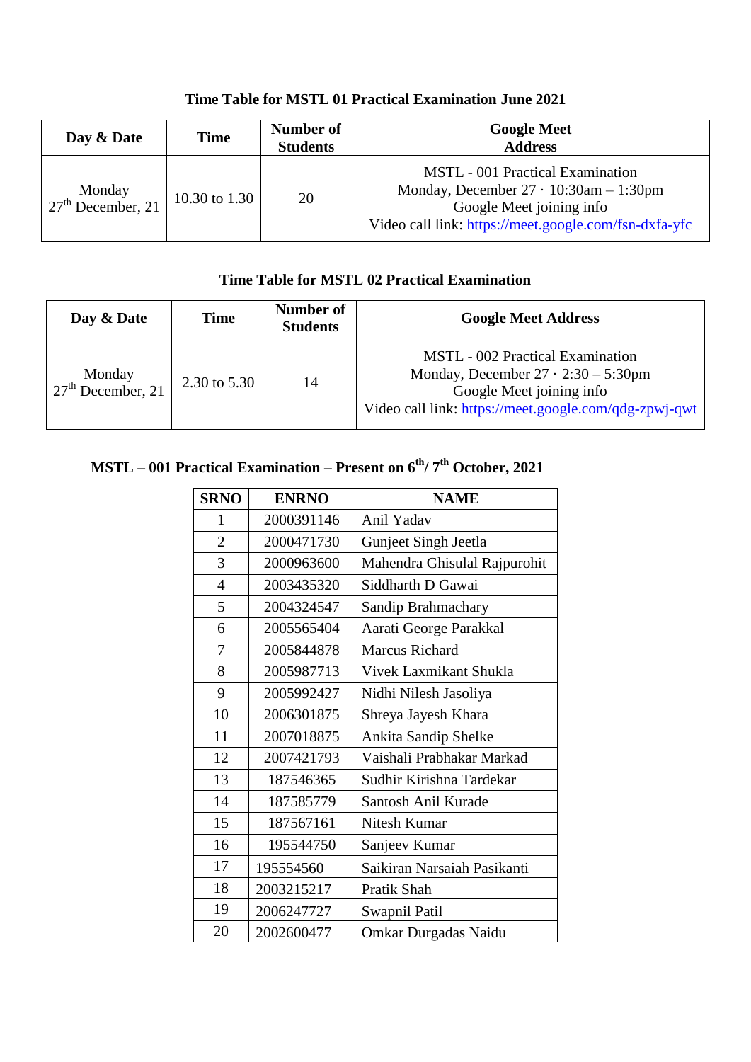### Time Table for MSTL 01 Practical Examination June 2021

| Day & Date | Time | Number of Students | Google Meet Address |
|---|---|---|---|
| Monday 27th December, 21 | 10.30 to 1.30 | 20 | MSTL - 001 Practical Examination<br>Monday, December 27 · 10:30am – 1:30pm<br>Google Meet joining info<br>Video call link: https://meet.google.com/fsn-dxfa-yfc |

### Time Table for MSTL 02 Practical Examination

| Day & Date | Time | Number of Students | Google Meet Address |
|---|---|---|---|
| Monday 27th December, 21 | 2.30 to 5.30 | 14 | MSTL - 002 Practical Examination<br>Monday, December 27 · 2:30 – 5:30pm<br>Google Meet joining info<br>Video call link: https://meet.google.com/qdg-zpwj-qwt |

### MSTL – 001 Practical Examination – Present on 6th/ 7th October, 2021

| SRNO | ENRNO | NAME |
|---|---|---|
| 1 | 2000391146 | Anil Yadav |
| 2 | 2000471730 | Gunjeet Singh Jeetla |
| 3 | 2000963600 | Mahendra Ghisulal Rajpurohit |
| 4 | 2003435320 | Siddharth D Gawai |
| 5 | 2004324547 | Sandip Brahmachary |
| 6 | 2005565404 | Aarati George Parakkal |
| 7 | 2005844878 | Marcus Richard |
| 8 | 2005987713 | Vivek Laxmikant Shukla |
| 9 | 2005992427 | Nidhi Nilesh Jasoliya |
| 10 | 2006301875 | Shreya Jayesh Khara |
| 11 | 2007018875 | Ankita Sandip Shelke |
| 12 | 2007421793 | Vaishali Prabhakar Markad |
| 13 | 187546365 | Sudhir Kirishna Tardekar |
| 14 | 187585779 | Santosh Anil Kurade |
| 15 | 187567161 | Nitesh Kumar |
| 16 | 195544750 | Sanjeev Kumar |
| 17 | 195554560 | Saikiran Narsaiah Pasikanti |
| 18 | 2003215217 | Pratik Shah |
| 19 | 2006247727 | Swapnil Patil |
| 20 | 2002600477 | Omkar Durgadas Naidu |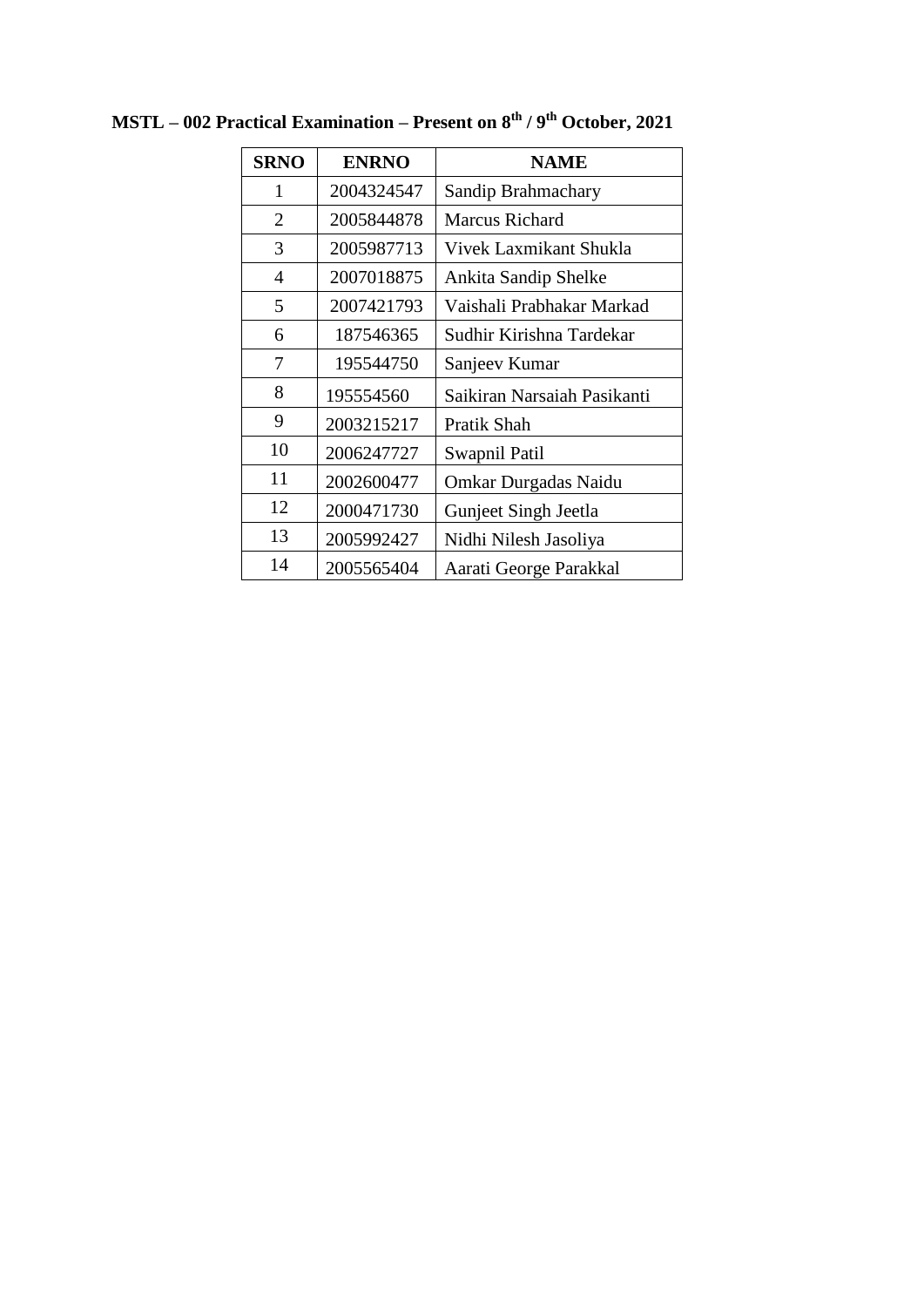**MSTL – 002 Practical Examination – Present on $8^{th}$ / $9^{th}$ October, 2021**

| SRNO | ENRNO | NAME |
|---|---|---|
| 1 | 2004324547 | Sandip Brahmachary |
| 2 | 2005844878 | Marcus Richard |
| 3 | 2005987713 | Vivek Laxmikant Shukla |
| 4 | 2007018875 | Ankita Sandip Shelke |
| 5 | 2007421793 | Vaishali Prabhakar Markad |
| 6 | 187546365 | Sudhir Kirishna Tardekar |
| 7 | 195544750 | Sanjeev Kumar |
| 8 | 195554560 | Saikiran Narsaiah Pasikanti |
| 9 | 2003215217 | Pratik Shah |
| 10 | 2006247727 | Swapnil Patil |
| 11 | 2002600477 | Omkar Durgadas Naidu |
| 12 | 2000471730 | Gunjeet Singh Jeetla |
| 13 | 2005992427 | Nidhi Nilesh Jasoliya |
| 14 | 2005565404 | Aarati George Parakkal |